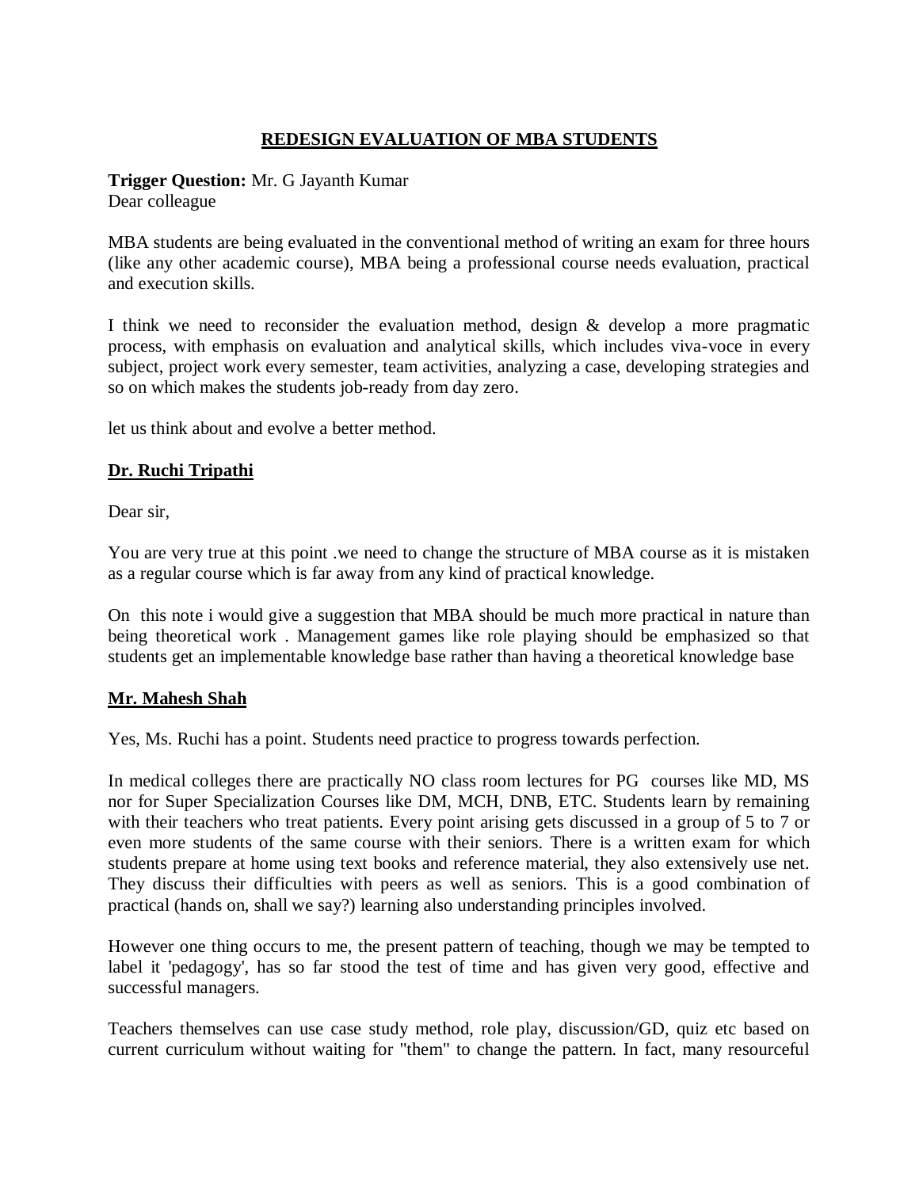# REDESIGN EVALUATION OF MBA STUDENTS

**Trigger Question:** Mr. G Jayanth Kumar
Dear colleague

MBA students are being evaluated in the conventional method of writing an exam for three hours (like any other academic course), MBA being a professional course needs evaluation, practical and execution skills.

I think we need to reconsider the evaluation method, design & develop a more pragmatic process, with emphasis on evaluation and analytical skills, which includes viva-voce in every subject, project work every semester, team activities, analyzing a case, developing strategies and so on which makes the students job-ready from day zero.

let us think about and evolve a better method.

## Dr. Ruchi Tripathi

Dear sir,

You are very true at this point .we need to change the structure of MBA course as it is mistaken as a regular course which is far away from any kind of practical knowledge.

On this note i would give a suggestion that MBA should be much more practical in nature than being theoretical work . Management games like role playing should be emphasized so that students get an implementable knowledge base rather than having a theoretical knowledge base

## Mr. Mahesh Shah

Yes, Ms. Ruchi has a point. Students need practice to progress towards perfection.

In medical colleges there are practically NO class room lectures for PG courses like MD, MS nor for Super Specialization Courses like DM, MCH, DNB, ETC. Students learn by remaining with their teachers who treat patients. Every point arising gets discussed in a group of 5 to 7 or even more students of the same course with their seniors. There is a written exam for which students prepare at home using text books and reference material, they also extensively use net. They discuss their difficulties with peers as well as seniors. This is a good combination of practical (hands on, shall we say?) learning also understanding principles involved.

However one thing occurs to me, the present pattern of teaching, though we may be tempted to label it 'pedagogy', has so far stood the test of time and has given very good, effective and successful managers.

Teachers themselves can use case study method, role play, discussion/GD, quiz etc based on current curriculum without waiting for "them" to change the pattern. In fact, many resourceful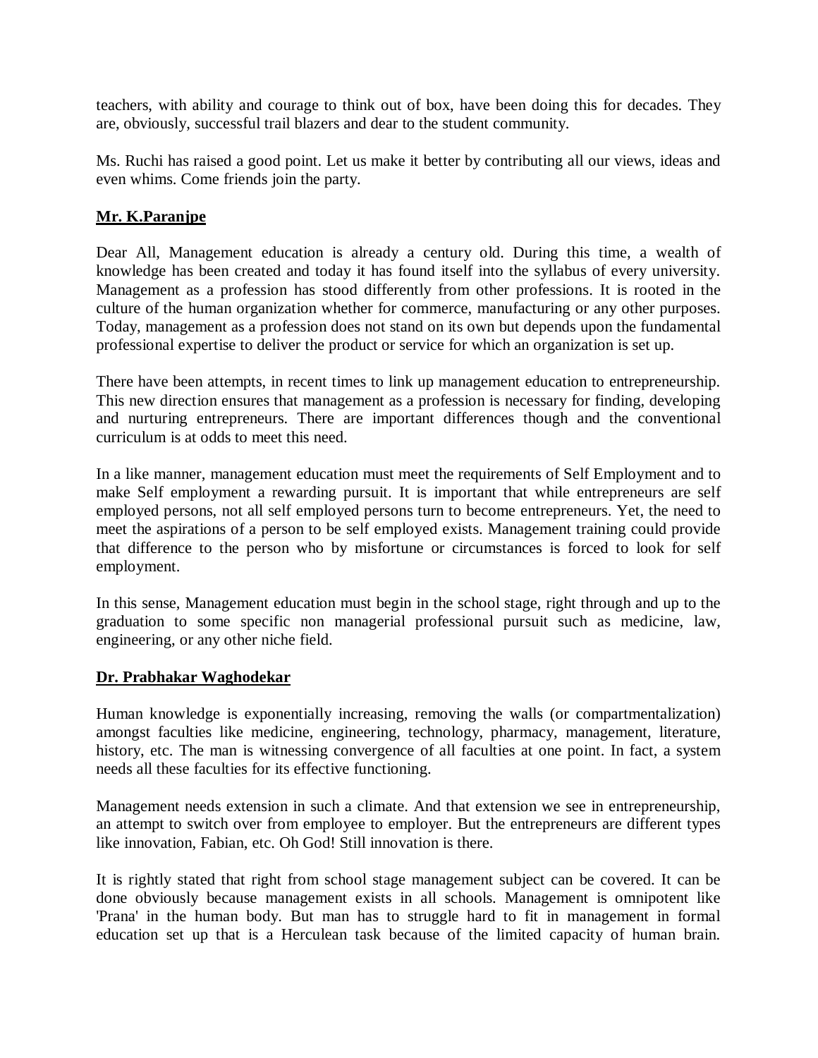teachers, with ability and courage to think out of box, have been doing this for decades. They are, obviously, successful trail blazers and dear to the student community.

Ms. Ruchi has raised a good point. Let us make it better by contributing all our views, ideas and even whims. Come friends join the party.

**Mr. K.Paranjpe**

Dear All, Management education is already a century old. During this time, a wealth of knowledge has been created and today it has found itself into the syllabus of every university. Management as a profession has stood differently from other professions. It is rooted in the culture of the human organization whether for commerce, manufacturing or any other purposes. Today, management as a profession does not stand on its own but depends upon the fundamental professional expertise to deliver the product or service for which an organization is set up.

There have been attempts, in recent times to link up management education to entrepreneurship. This new direction ensures that management as a profession is necessary for finding, developing and nurturing entrepreneurs. There are important differences though and the conventional curriculum is at odds to meet this need.

In a like manner, management education must meet the requirements of Self Employment and to make Self employment a rewarding pursuit. It is important that while entrepreneurs are self employed persons, not all self employed persons turn to become entrepreneurs. Yet, the need to meet the aspirations of a person to be self employed exists. Management training could provide that difference to the person who by misfortune or circumstances is forced to look for self employment.

In this sense, Management education must begin in the school stage, right through and up to the graduation to some specific non managerial professional pursuit such as medicine, law, engineering, or any other niche field.

**Dr. Prabhakar Waghodekar**

Human knowledge is exponentially increasing, removing the walls (or compartmentalization) amongst faculties like medicine, engineering, technology, pharmacy, management, literature, history, etc. The man is witnessing convergence of all faculties at one point. In fact, a system needs all these faculties for its effective functioning.

Management needs extension in such a climate. And that extension we see in entrepreneurship, an attempt to switch over from employee to employer. But the entrepreneurs are different types like innovation, Fabian, etc. Oh God! Still innovation is there.

It is rightly stated that right from school stage management subject can be covered. It can be done obviously because management exists in all schools. Management is omnipotent like 'Prana' in the human body. But man has to struggle hard to fit in management in formal education set up that is a Herculean task because of the limited capacity of human brain.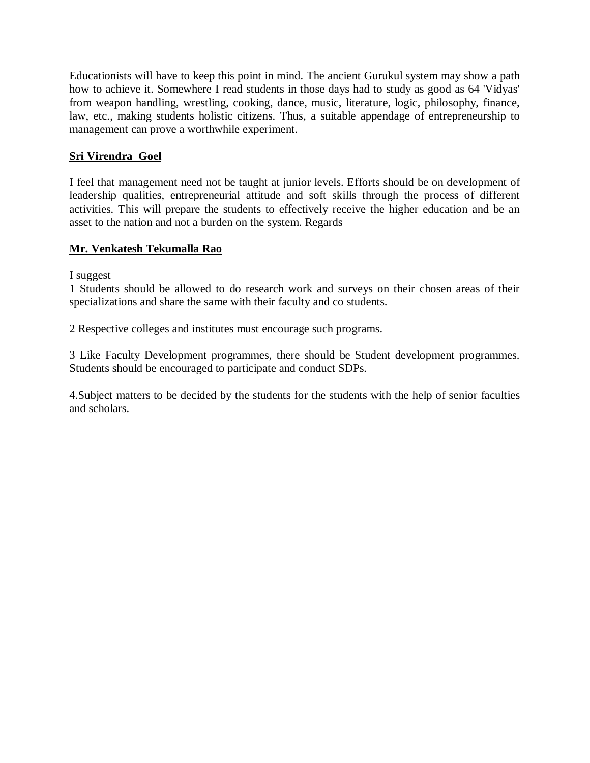Educationists will have to keep this point in mind. The ancient Gurukul system may show a path how to achieve it. Somewhere I read students in those days had to study as good as 64 'Vidyas' from weapon handling, wrestling, cooking, dance, music, literature, logic, philosophy, finance, law, etc., making students holistic citizens. Thus, a suitable appendage of entrepreneurship to management can prove a worthwhile experiment.

**Sri Virendra Goel**

I feel that management need not be taught at junior levels. Efforts should be on development of leadership qualities, entrepreneurial attitude and soft skills through the process of different activities. This will prepare the students to effectively receive the higher education and be an asset to the nation and not a burden on the system. Regards

**Mr. Venkatesh Tekumalla Rao**

I suggest

1 Students should be allowed to do research work and surveys on their chosen areas of their specializations and share the same with their faculty and co students.

2 Respective colleges and institutes must encourage such programs.

3 Like Faculty Development programmes, there should be Student development programmes. Students should be encouraged to participate and conduct SDPs.

4.Subject matters to be decided by the students for the students with the help of senior faculties and scholars.